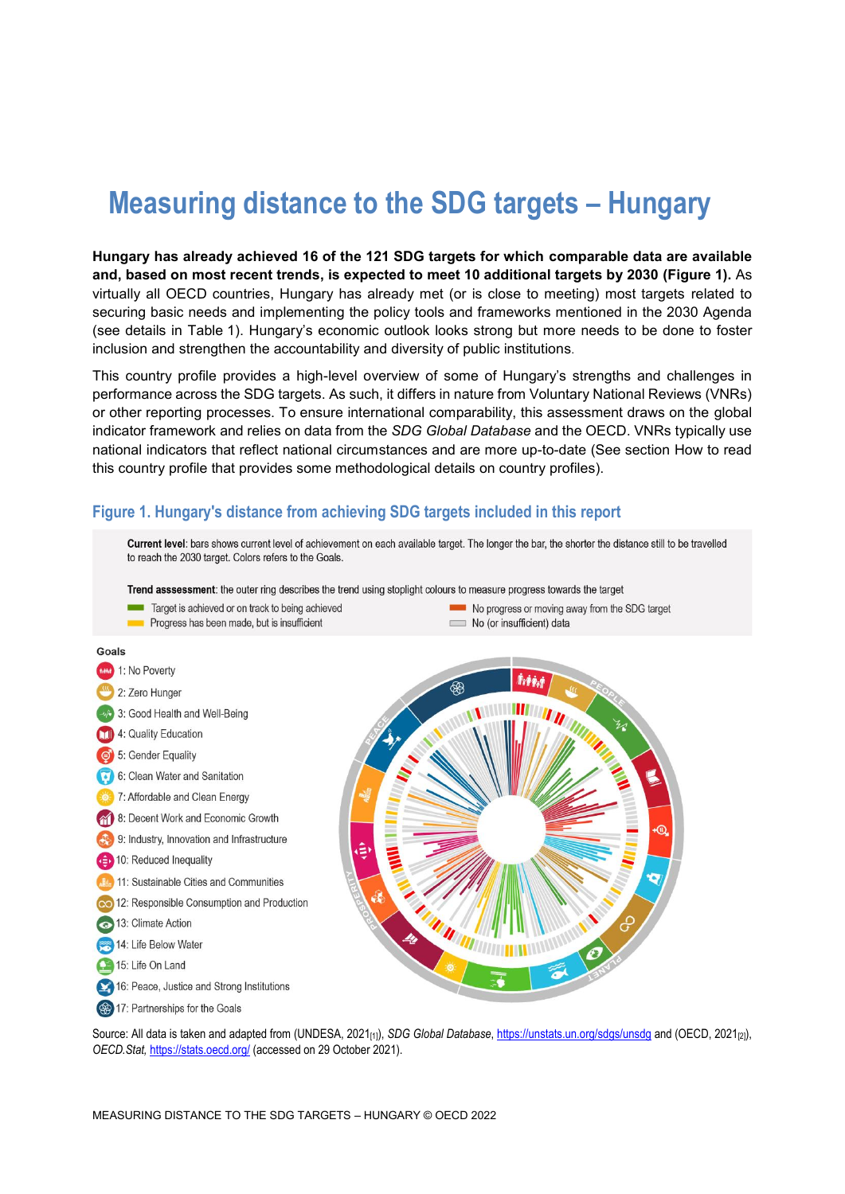# Measuring distance to the SDG targets – Hungary

**Hungary has already achieved 16 of the 121 SDG targets for which comparable data are available and, based on most recent trends, is expected to meet 10 additional targets by 2030 (Figure 1).** As virtually all OECD countries, Hungary has already met (or is close to meeting) most targets related to securing basic needs and implementing the policy tools and frameworks mentioned in the 2030 Agenda (see details in Table 1). Hungary's economic outlook looks strong but more needs to be done to foster inclusion and strengthen the accountability and diversity of public institutions.

This country profile provides a high-level overview of some of Hungary's strengths and challenges in performance across the SDG targets. As such, it differs in nature from Voluntary National Reviews (VNRs) or other reporting processes. To ensure international comparability, this assessment draws on the global indicator framework and relies on data from the *SDG Global Database* and the OECD. VNRs typically use national indicators that reflect national circumstances and are more up-to-date (See section How to read this country profile that provides some methodological details on country profiles).

## Figure 1. Hungary's distance from achieving SDG targets included in this report

**Current level**: bars shows current level of achievement on each available target. The longer the bar, the shorter the distance still to be travelled to reach the 2030 target. Colors refers to the Goals.

**Trend asssessment**: the outer ring describes the trend using stoplight colours to measure progress towards the target

- Target is achieved or on track to being achieved
- Progress has been made, but is insufficient
- No progress or moving away from the SDG target
- No (or insufficient) data

Goals

- 1: No Poverty
- 2: Zero Hunger
- 3: Good Health and Well-Being
- 4: Quality Education
- 5: Gender Equality
- 6: Clean Water and Sanitation
- 7: Affordable and Clean Energy
- 8: Decent Work and Economic Growth
- 9: Industry, Innovation and Infrastructure
- 10: Reduced Inequality
- 11: Sustainable Cities and Communities
- 12: Responsible Consumption and Production
- 13: Climate Action
- 14: Life Below Water
- 15: Life On Land
- 16: Peace, Justice and Strong Institutions
- 17: Partnerships for the Goals

Source: All data is taken and adapted from (UNDESA, 2021[1]), *SDG Global Database*, https://unstats.un.org/sdgs/unsdg and (OECD, 2021[2]), *OECD.Stat*, https://stats.oecd.org/ (accessed on 29 October 2021).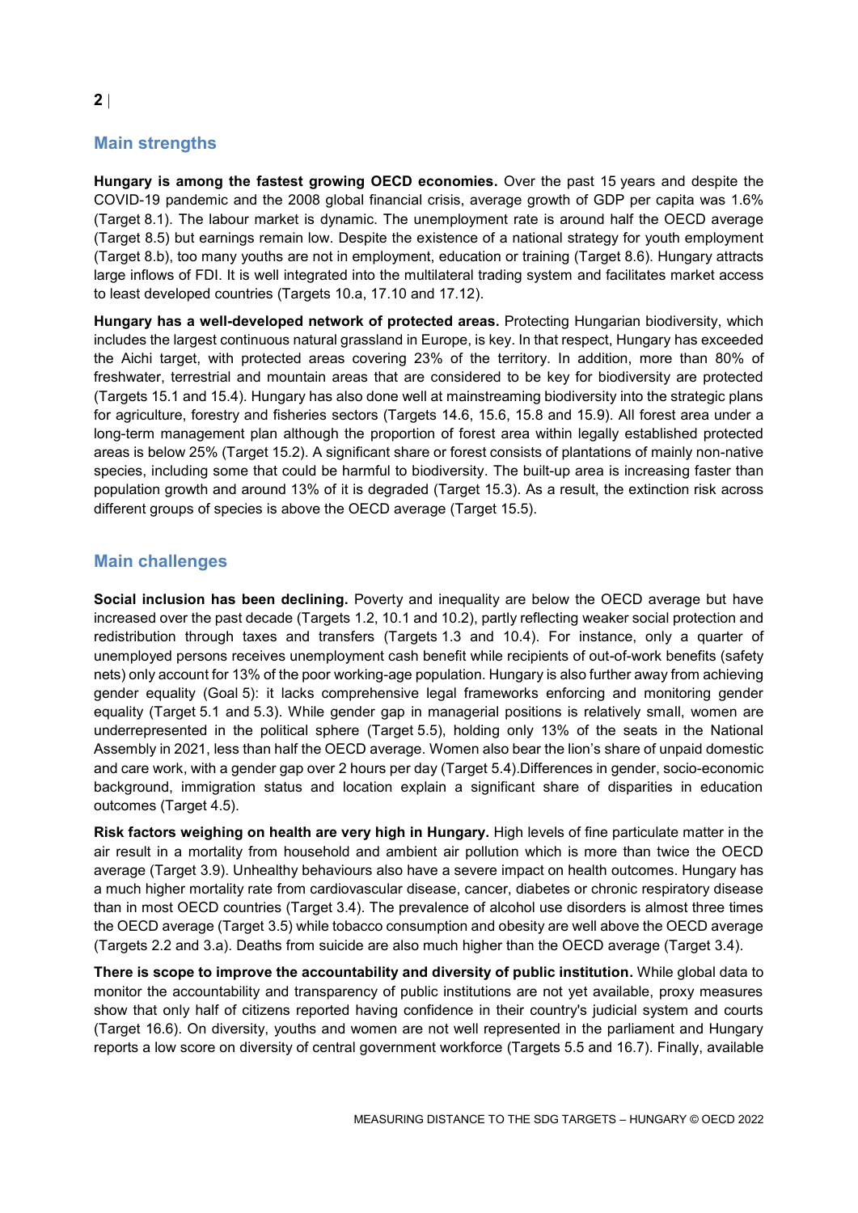## Main strengths

**Hungary is among the fastest growing OECD economies.** Over the past 15 years and despite the COVID-19 pandemic and the 2008 global financial crisis, average growth of GDP per capita was 1.6% (Target 8.1). The labour market is dynamic. The unemployment rate is around half the OECD average (Target 8.5) but earnings remain low. Despite the existence of a national strategy for youth employment (Target 8.b), too many youths are not in employment, education or training (Target 8.6). Hungary attracts large inflows of FDI. It is well integrated into the multilateral trading system and facilitates market access to least developed countries (Targets 10.a, 17.10 and 17.12).

**Hungary has a well-developed network of protected areas.** Protecting Hungarian biodiversity, which includes the largest continuous natural grassland in Europe, is key. In that respect, Hungary has exceeded the Aichi target, with protected areas covering 23% of the territory. In addition, more than 80% of freshwater, terrestrial and mountain areas that are considered to be key for biodiversity are protected (Targets 15.1 and 15.4). Hungary has also done well at mainstreaming biodiversity into the strategic plans for agriculture, forestry and fisheries sectors (Targets 14.6, 15.6, 15.8 and 15.9). All forest area under a long-term management plan although the proportion of forest area within legally established protected areas is below 25% (Target 15.2). A significant share or forest consists of plantations of mainly non-native species, including some that could be harmful to biodiversity. The built-up area is increasing faster than population growth and around 13% of it is degraded (Target 15.3). As a result, the extinction risk across different groups of species is above the OECD average (Target 15.5).

## Main challenges

**Social inclusion has been declining.** Poverty and inequality are below the OECD average but have increased over the past decade (Targets 1.2, 10.1 and 10.2), partly reflecting weaker social protection and redistribution through taxes and transfers (Targets 1.3 and 10.4). For instance, only a quarter of unemployed persons receives unemployment cash benefit while recipients of out-of-work benefits (safety nets) only account for 13% of the poor working-age population. Hungary is also further away from achieving gender equality (Goal 5): it lacks comprehensive legal frameworks enforcing and monitoring gender equality (Target 5.1 and 5.3). While gender gap in managerial positions is relatively small, women are underrepresented in the political sphere (Target 5.5), holding only 13% of the seats in the National Assembly in 2021, less than half the OECD average. Women also bear the lion's share of unpaid domestic and care work, with a gender gap over 2 hours per day (Target 5.4).Differences in gender, socio-economic background, immigration status and location explain a significant share of disparities in education outcomes (Target 4.5).

**Risk factors weighing on health are very high in Hungary.** High levels of fine particulate matter in the air result in a mortality from household and ambient air pollution which is more than twice the OECD average (Target 3.9). Unhealthy behaviours also have a severe impact on health outcomes. Hungary has a much higher mortality rate from cardiovascular disease, cancer, diabetes or chronic respiratory disease than in most OECD countries (Target 3.4). The prevalence of alcohol use disorders is almost three times the OECD average (Target 3.5) while tobacco consumption and obesity are well above the OECD average (Targets 2.2 and 3.a). Deaths from suicide are also much higher than the OECD average (Target 3.4).

**There is scope to improve the accountability and diversity of public institution.** While global data to monitor the accountability and transparency of public institutions are not yet available, proxy measures show that only half of citizens reported having confidence in their country's judicial system and courts (Target 16.6). On diversity, youths and women are not well represented in the parliament and Hungary reports a low score on diversity of central government workforce (Targets 5.5 and 16.7). Finally, available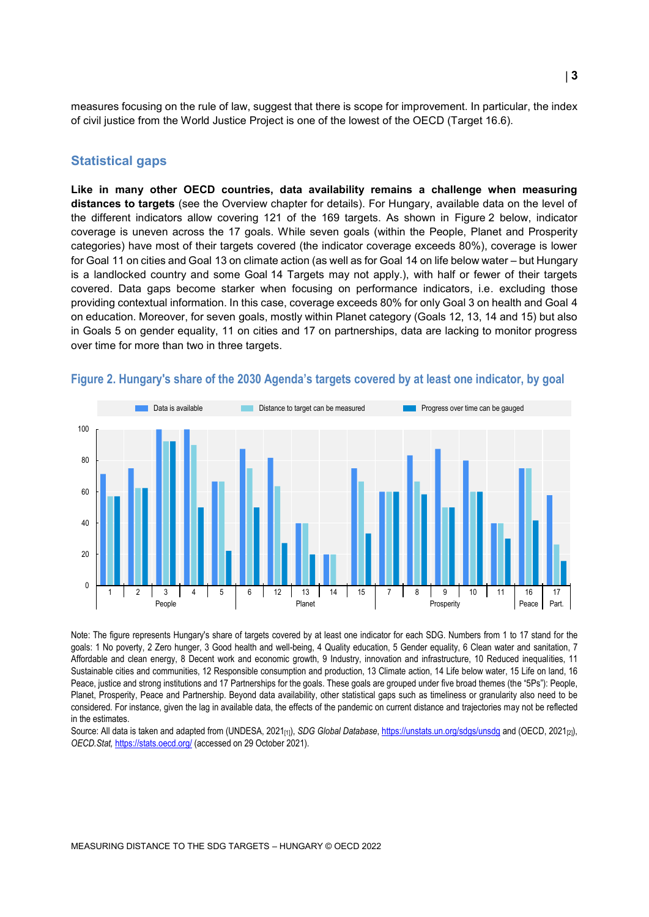measures focusing on the rule of law, suggest that there is scope for improvement. In particular, the index of civil justice from the World Justice Project is one of the lowest of the OECD (Target 16.6).

## Statistical gaps

**Like in many other OECD countries, data availability remains a challenge when measuring distances to targets** (see the Overview chapter for details). For Hungary, available data on the level of the different indicators allow covering 121 of the 169 targets. As shown in Figure 2 below, indicator coverage is uneven across the 17 goals. While seven goals (within the People, Planet and Prosperity categories) have most of their targets covered (the indicator coverage exceeds 80%), coverage is lower for Goal 11 on cities and Goal 13 on climate action (as well as for Goal 14 on life below water – but Hungary is a landlocked country and some Goal 14 Targets may not apply.), with half or fewer of their targets covered. Data gaps become starker when focusing on performance indicators, i.e. excluding those providing contextual information. In this case, coverage exceeds 80% for only Goal 3 on health and Goal 4 on education. Moreover, for seven goals, mostly within Planet category (Goals 12, 13, 14 and 15) but also in Goals 5 on gender equality, 11 on cities and 17 on partnerships, data are lacking to monitor progress over time for more than two in three targets.

### Figure 2. Hungary's share of the 2030 Agenda's targets covered by at least one indicator, by goal

Note: The figure represents Hungary's share of targets covered by at least one indicator for each SDG. Numbers from 1 to 17 stand for the goals: 1 No poverty, 2 Zero hunger, 3 Good health and well-being, 4 Quality education, 5 Gender equality, 6 Clean water and sanitation, 7 Affordable and clean energy, 8 Decent work and economic growth, 9 Industry, innovation and infrastructure, 10 Reduced inequalities, 11 Sustainable cities and communities, 12 Responsible consumption and production, 13 Climate action, 14 Life below water, 15 Life on land, 16 Peace, justice and strong institutions and 17 Partnerships for the goals. These goals are grouped under five broad themes (the "5Ps"): People, Planet, Prosperity, Peace and Partnership. Beyond data availability, other statistical gaps such as timeliness or granularity also need to be considered. For instance, given the lag in available data, the effects of the pandemic on current distance and trajectories may not be reflected in the estimates.

Source: All data is taken and adapted from (UNDESA, 2021[1]), *SDG Global Database*, https://unstats.un.org/sdgs/unsdg and (OECD, 2021[2]), *OECD.Stat*, https://stats.oecd.org/ (accessed on 29 October 2021).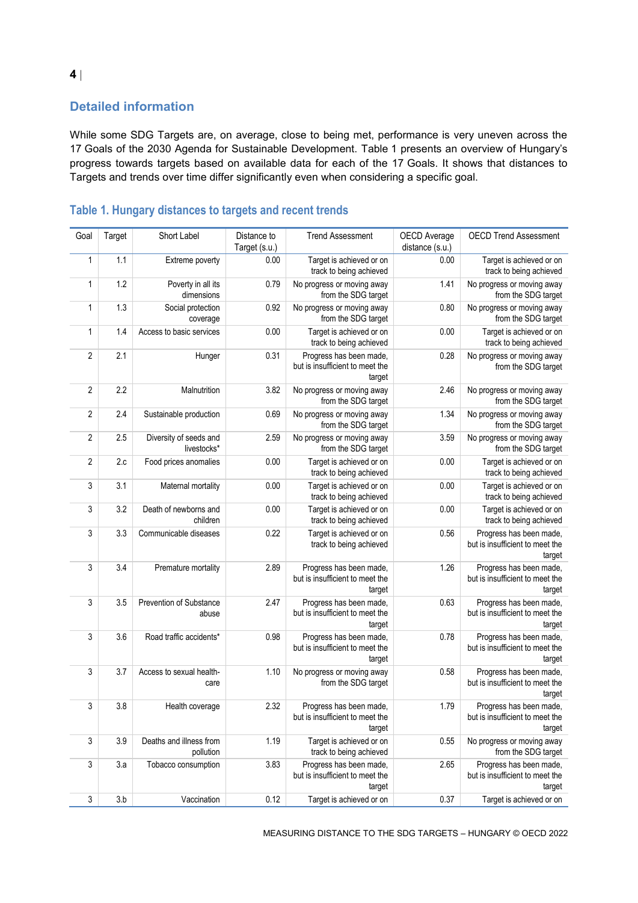## Detailed information

While some SDG Targets are, on average, close to being met, performance is very uneven across the 17 Goals of the 2030 Agenda for Sustainable Development. Table 1 presents an overview of Hungary's progress towards targets based on available data for each of the 17 Goals. It shows that distances to Targets and trends over time differ significantly even when considering a specific goal.

### Table 1. Hungary distances to targets and recent trends

| Goal | Target | Short Label | Distance to Target (s.u.) | Trend Assessment | OECD Average distance (s.u.) | OECD Trend Assessment |
|---|---|---|---|---|---|---|
| 1 | 1.1 | Extreme poverty | 0.00 | Target is achieved or on track to being achieved | 0.00 | Target is achieved or on track to being achieved |
| 1 | 1.2 | Poverty in all its dimensions | 0.79 | No progress or moving away from the SDG target | 1.41 | No progress or moving away from the SDG target |
| 1 | 1.3 | Social protection coverage | 0.92 | No progress or moving away from the SDG target | 0.80 | No progress or moving away from the SDG target |
| 1 | 1.4 | Access to basic services | 0.00 | Target is achieved or on track to being achieved | 0.00 | Target is achieved or on track to being achieved |
| 2 | 2.1 | Hunger | 0.31 | Progress has been made, but is insufficient to meet the target | 0.28 | No progress or moving away from the SDG target |
| 2 | 2.2 | Malnutrition | 3.82 | No progress or moving away from the SDG target | 2.46 | No progress or moving away from the SDG target |
| 2 | 2.4 | Sustainable production | 0.69 | No progress or moving away from the SDG target | 1.34 | No progress or moving away from the SDG target |
| 2 | 2.5 | Diversity of seeds and livestocks* | 2.59 | No progress or moving away from the SDG target | 3.59 | No progress or moving away from the SDG target |
| 2 | 2.c | Food prices anomalies | 0.00 | Target is achieved or on track to being achieved | 0.00 | Target is achieved or on track to being achieved |
| 3 | 3.1 | Maternal mortality | 0.00 | Target is achieved or on track to being achieved | 0.00 | Target is achieved or on track to being achieved |
| 3 | 3.2 | Death of newborns and children | 0.00 | Target is achieved or on track to being achieved | 0.00 | Target is achieved or on track to being achieved |
| 3 | 3.3 | Communicable diseases | 0.22 | Target is achieved or on track to being achieved | 0.56 | Progress has been made, but is insufficient to meet the target |
| 3 | 3.4 | Premature mortality | 2.89 | Progress has been made, but is insufficient to meet the target | 1.26 | Progress has been made, but is insufficient to meet the target |
| 3 | 3.5 | Prevention of Substance abuse | 2.47 | Progress has been made, but is insufficient to meet the target | 0.63 | Progress has been made, but is insufficient to meet the target |
| 3 | 3.6 | Road traffic accidents* | 0.98 | Progress has been made, but is insufficient to meet the target | 0.78 | Progress has been made, but is insufficient to meet the target |
| 3 | 3.7 | Access to sexual health-care | 1.10 | No progress or moving away from the SDG target | 0.58 | Progress has been made, but is insufficient to meet the target |
| 3 | 3.8 | Health coverage | 2.32 | Progress has been made, but is insufficient to meet the target | 1.79 | Progress has been made, but is insufficient to meet the target |
| 3 | 3.9 | Deaths and illness from pollution | 1.19 | Target is achieved or on track to being achieved | 0.55 | No progress or moving away from the SDG target |
| 3 | 3.a | Tobacco consumption | 3.83 | Progress has been made, but is insufficient to meet the target | 2.65 | Progress has been made, but is insufficient to meet the target |
| 3 | 3.b | Vaccination | 0.12 | Target is achieved or on | 0.37 | Target is achieved or on |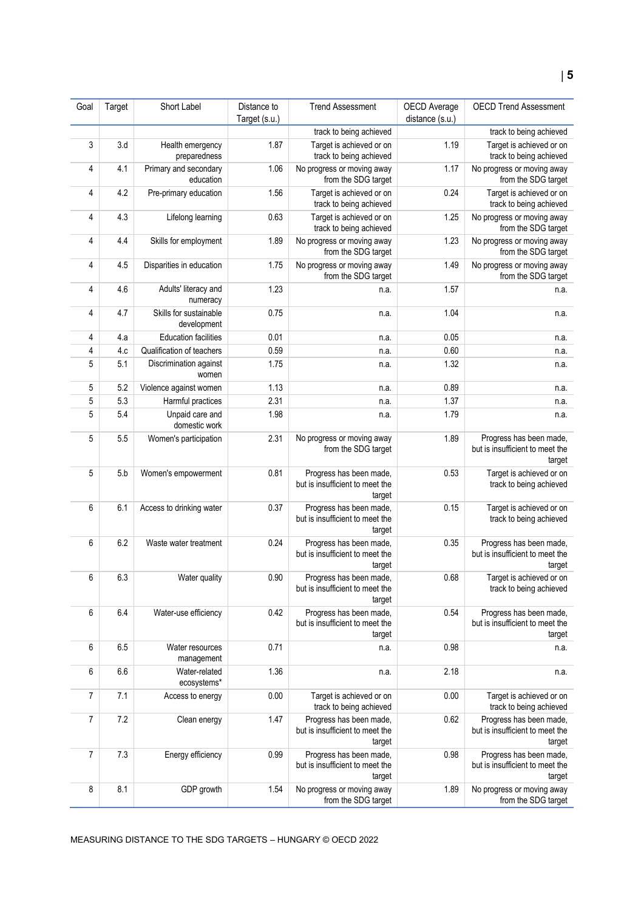| Goal | Target | Short Label | Distance to Target (s.u.) | Trend Assessment | OECD Average distance (s.u.) | OECD Trend Assessment |
|---|---|---|---|---|---|---|
| | | | | track to being achieved | | track to being achieved |
| 3 | 3.d | Health emergency preparedness | 1.87 | Target is achieved or on track to being achieved | 1.19 | Target is achieved or on track to being achieved |
| 4 | 4.1 | Primary and secondary education | 1.06 | No progress or moving away from the SDG target | 1.17 | No progress or moving away from the SDG target |
| 4 | 4.2 | Pre-primary education | 1.56 | Target is achieved or on track to being achieved | 0.24 | Target is achieved or on track to being achieved |
| 4 | 4.3 | Lifelong learning | 0.63 | Target is achieved or on track to being achieved | 1.25 | No progress or moving away from the SDG target |
| 4 | 4.4 | Skills for employment | 1.89 | No progress or moving away from the SDG target | 1.23 | No progress or moving away from the SDG target |
| 4 | 4.5 | Disparities in education | 1.75 | No progress or moving away from the SDG target | 1.49 | No progress or moving away from the SDG target |
| 4 | 4.6 | Adults' literacy and numeracy | 1.23 | n.a. | 1.57 | n.a. |
| 4 | 4.7 | Skills for sustainable development | 0.75 | n.a. | 1.04 | n.a. |
| 4 | 4.a | Education facilities | 0.01 | n.a. | 0.05 | n.a. |
| 4 | 4.c | Qualification of teachers | 0.59 | n.a. | 0.60 | n.a. |
| 5 | 5.1 | Discrimination against women | 1.75 | n.a. | 1.32 | n.a. |
| 5 | 5.2 | Violence against women | 1.13 | n.a. | 0.89 | n.a. |
| 5 | 5.3 | Harmful practices | 2.31 | n.a. | 1.37 | n.a. |
| 5 | 5.4 | Unpaid care and domestic work | 1.98 | n.a. | 1.79 | n.a. |
| 5 | 5.5 | Women's participation | 2.31 | No progress or moving away from the SDG target | 1.89 | Progress has been made, but is insufficient to meet the target |
| 5 | 5.b | Women's empowerment | 0.81 | Progress has been made, but is insufficient to meet the target | 0.53 | Target is achieved or on track to being achieved |
| 6 | 6.1 | Access to drinking water | 0.37 | Progress has been made, but is insufficient to meet the target | 0.15 | Target is achieved or on track to being achieved |
| 6 | 6.2 | Waste water treatment | 0.24 | Progress has been made, but is insufficient to meet the target | 0.35 | Progress has been made, but is insufficient to meet the target |
| 6 | 6.3 | Water quality | 0.90 | Progress has been made, but is insufficient to meet the target | 0.68 | Target is achieved or on track to being achieved |
| 6 | 6.4 | Water-use efficiency | 0.42 | Progress has been made, but is insufficient to meet the target | 0.54 | Progress has been made, but is insufficient to meet the target |
| 6 | 6.5 | Water resources management | 0.71 | n.a. | 0.98 | n.a. |
| 6 | 6.6 | Water-related ecosystems* | 1.36 | n.a. | 2.18 | n.a. |
| 7 | 7.1 | Access to energy | 0.00 | Target is achieved or on track to being achieved | 0.00 | Target is achieved or on track to being achieved |
| 7 | 7.2 | Clean energy | 1.47 | Progress has been made, but is insufficient to meet the target | 0.62 | Progress has been made, but is insufficient to meet the target |
| 7 | 7.3 | Energy efficiency | 0.99 | Progress has been made, but is insufficient to meet the target | 0.98 | Progress has been made, but is insufficient to meet the target |
| 8 | 8.1 | GDP growth | 1.54 | No progress or moving away from the SDG target | 1.89 | No progress or moving away from the SDG target |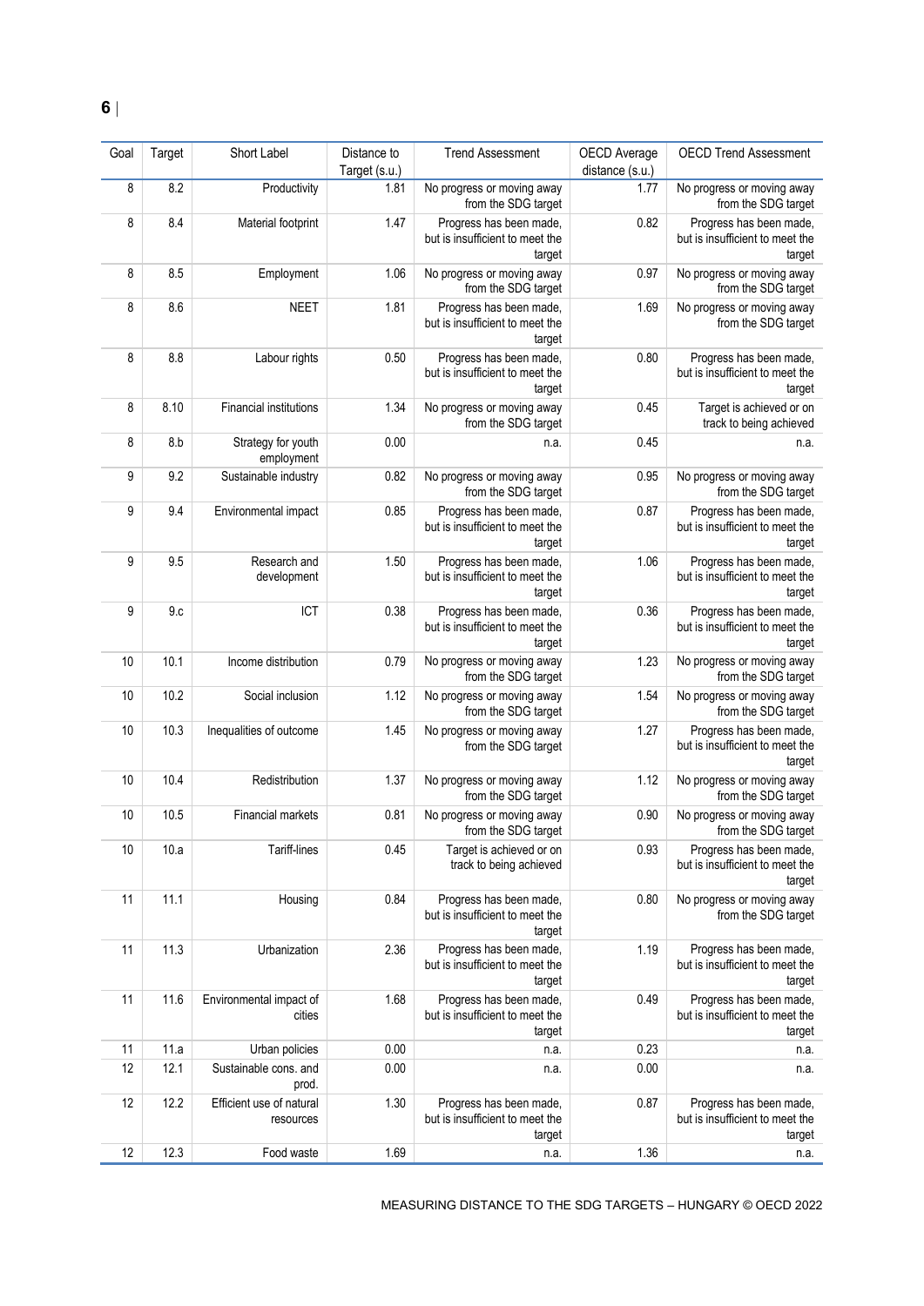| Goal | Target | Short Label | Distance to Target (s.u.) | Trend Assessment | OECD Average distance (s.u.) | OECD Trend Assessment |
|---|---|---|---|---|---|---|
| 8 | 8.2 | Productivity | 1.81 | No progress or moving away from the SDG target | 1.77 | No progress or moving away from the SDG target |
| 8 | 8.4 | Material footprint | 1.47 | Progress has been made, but is insufficient to meet the target | 0.82 | Progress has been made, but is insufficient to meet the target |
| 8 | 8.5 | Employment | 1.06 | No progress or moving away from the SDG target | 0.97 | No progress or moving away from the SDG target |
| 8 | 8.6 | NEET | 1.81 | Progress has been made, but is insufficient to meet the target | 1.69 | No progress or moving away from the SDG target |
| 8 | 8.8 | Labour rights | 0.50 | Progress has been made, but is insufficient to meet the target | 0.80 | Progress has been made, but is insufficient to meet the target |
| 8 | 8.10 | Financial institutions | 1.34 | No progress or moving away from the SDG target | 0.45 | Target is achieved or on track to being achieved |
| 8 | 8.b | Strategy for youth employment | 0.00 | n.a. | 0.45 | n.a. |
| 9 | 9.2 | Sustainable industry | 0.82 | No progress or moving away from the SDG target | 0.95 | No progress or moving away from the SDG target |
| 9 | 9.4 | Environmental impact | 0.85 | Progress has been made, but is insufficient to meet the target | 0.87 | Progress has been made, but is insufficient to meet the target |
| 9 | 9.5 | Research and development | 1.50 | Progress has been made, but is insufficient to meet the target | 1.06 | Progress has been made, but is insufficient to meet the target |
| 9 | 9.c | ICT | 0.38 | Progress has been made, but is insufficient to meet the target | 0.36 | Progress has been made, but is insufficient to meet the target |
| 10 | 10.1 | Income distribution | 0.79 | No progress or moving away from the SDG target | 1.23 | No progress or moving away from the SDG target |
| 10 | 10.2 | Social inclusion | 1.12 | No progress or moving away from the SDG target | 1.54 | No progress or moving away from the SDG target |
| 10 | 10.3 | Inequalities of outcome | 1.45 | No progress or moving away from the SDG target | 1.27 | Progress has been made, but is insufficient to meet the target |
| 10 | 10.4 | Redistribution | 1.37 | No progress or moving away from the SDG target | 1.12 | No progress or moving away from the SDG target |
| 10 | 10.5 | Financial markets | 0.81 | No progress or moving away from the SDG target | 0.90 | No progress or moving away from the SDG target |
| 10 | 10.a | Tariff-lines | 0.45 | Target is achieved or on track to being achieved | 0.93 | Progress has been made, but is insufficient to meet the target |
| 11 | 11.1 | Housing | 0.84 | Progress has been made, but is insufficient to meet the target | 0.80 | No progress or moving away from the SDG target |
| 11 | 11.3 | Urbanization | 2.36 | Progress has been made, but is insufficient to meet the target | 1.19 | Progress has been made, but is insufficient to meet the target |
| 11 | 11.6 | Environmental impact of cities | 1.68 | Progress has been made, but is insufficient to meet the target | 0.49 | Progress has been made, but is insufficient to meet the target |
| 11 | 11.a | Urban policies | 0.00 | n.a. | 0.23 | n.a. |
| 12 | 12.1 | Sustainable cons. and prod. | 0.00 | n.a. | 0.00 | n.a. |
| 12 | 12.2 | Efficient use of natural resources | 1.30 | Progress has been made, but is insufficient to meet the target | 0.87 | Progress has been made, but is insufficient to meet the target |
| 12 | 12.3 | Food waste | 1.69 | n.a. | 1.36 | n.a. |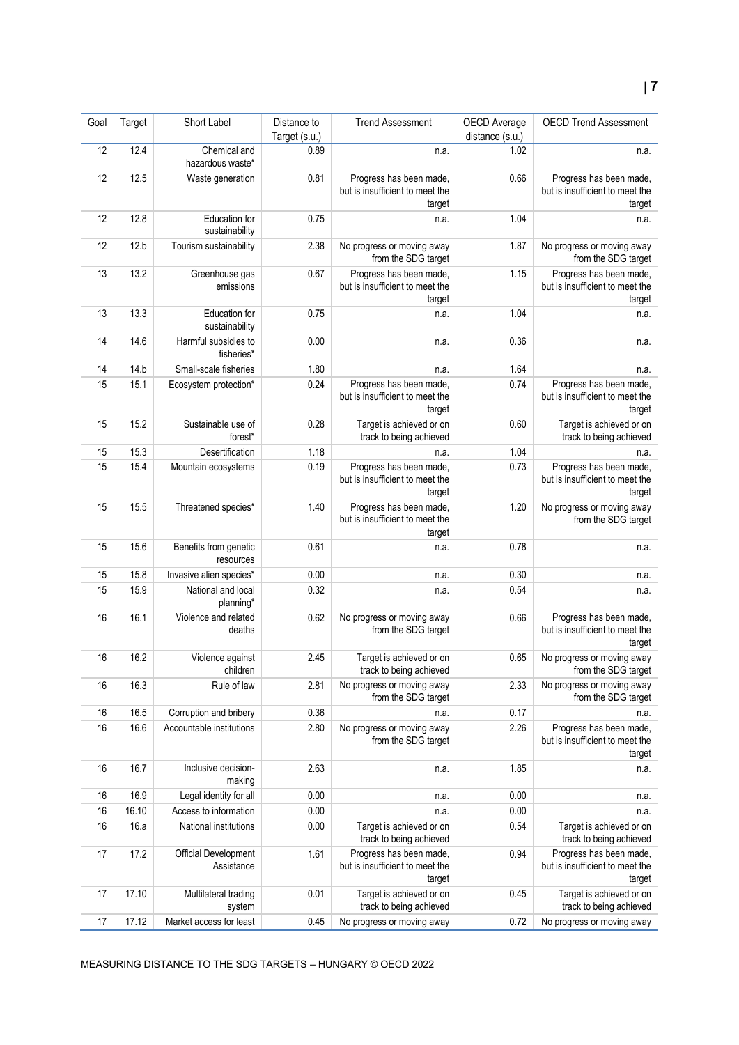| Goal | Target | Short Label | Distance to Target (s.u.) | Trend Assessment | OECD Average distance (s.u.) | OECD Trend Assessment |
|---|---|---|---|---|---|---|
| 12 | 12.4 | Chemical and hazardous waste* | 0.89 | n.a. | 1.02 | n.a. |
| 12 | 12.5 | Waste generation | 0.81 | Progress has been made, but is insufficient to meet the target | 0.66 | Progress has been made, but is insufficient to meet the target |
| 12 | 12.8 | Education for sustainability | 0.75 | n.a. | 1.04 | n.a. |
| 12 | 12.b | Tourism sustainability | 2.38 | No progress or moving away from the SDG target | 1.87 | No progress or moving away from the SDG target |
| 13 | 13.2 | Greenhouse gas emissions | 0.67 | Progress has been made, but is insufficient to meet the target | 1.15 | Progress has been made, but is insufficient to meet the target |
| 13 | 13.3 | Education for sustainability | 0.75 | n.a. | 1.04 | n.a. |
| 14 | 14.6 | Harmful subsidies to fisheries* | 0.00 | n.a. | 0.36 | n.a. |
| 14 | 14.b | Small-scale fisheries | 1.80 | n.a. | 1.64 | n.a. |
| 15 | 15.1 | Ecosystem protection* | 0.24 | Progress has been made, but is insufficient to meet the target | 0.74 | Progress has been made, but is insufficient to meet the target |
| 15 | 15.2 | Sustainable use of forest* | 0.28 | Target is achieved or on track to being achieved | 0.60 | Target is achieved or on track to being achieved |
| 15 | 15.3 | Desertification | 1.18 | n.a. | 1.04 | n.a. |
| 15 | 15.4 | Mountain ecosystems | 0.19 | Progress has been made, but is insufficient to meet the target | 0.73 | Progress has been made, but is insufficient to meet the target |
| 15 | 15.5 | Threatened species* | 1.40 | Progress has been made, but is insufficient to meet the target | 1.20 | No progress or moving away from the SDG target |
| 15 | 15.6 | Benefits from genetic resources | 0.61 | n.a. | 0.78 | n.a. |
| 15 | 15.8 | Invasive alien species* | 0.00 | n.a. | 0.30 | n.a. |
| 15 | 15.9 | National and local planning* | 0.32 | n.a. | 0.54 | n.a. |
| 16 | 16.1 | Violence and related deaths | 0.62 | No progress or moving away from the SDG target | 0.66 | Progress has been made, but is insufficient to meet the target |
| 16 | 16.2 | Violence against children | 2.45 | Target is achieved or on track to being achieved | 0.65 | No progress or moving away from the SDG target |
| 16 | 16.3 | Rule of law | 2.81 | No progress or moving away from the SDG target | 2.33 | No progress or moving away from the SDG target |
| 16 | 16.5 | Corruption and bribery | 0.36 | n.a. | 0.17 | n.a. |
| 16 | 16.6 | Accountable institutions | 2.80 | No progress or moving away from the SDG target | 2.26 | Progress has been made, but is insufficient to meet the target |
| 16 | 16.7 | Inclusive decision-making | 2.63 | n.a. | 1.85 | n.a. |
| 16 | 16.9 | Legal identity for all | 0.00 | n.a. | 0.00 | n.a. |
| 16 | 16.10 | Access to information | 0.00 | n.a. | 0.00 | n.a. |
| 16 | 16.a | National institutions | 0.00 | Target is achieved or on track to being achieved | 0.54 | Target is achieved or on track to being achieved |
| 17 | 17.2 | Official Development Assistance | 1.61 | Progress has been made, but is insufficient to meet the target | 0.94 | Progress has been made, but is insufficient to meet the target |
| 17 | 17.10 | Multilateral trading system | 0.01 | Target is achieved or on track to being achieved | 0.45 | Target is achieved or on track to being achieved |
| 17 | 17.12 | Market access for least | 0.45 | No progress or moving away | 0.72 | No progress or moving away |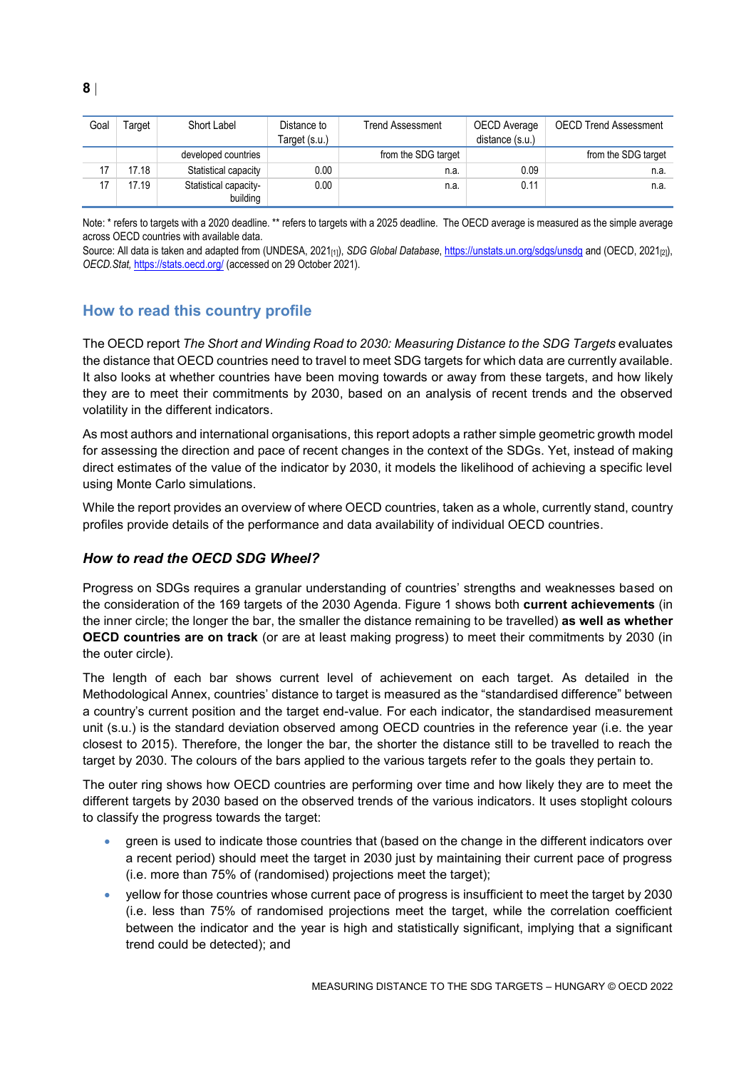| Goal | Target | Short Label | Distance to Target (s.u.) | Trend Assessment | OECD Average distance (s.u.) | OECD Trend Assessment |
|---|---|---|---|---|---|---|
| | | developed countries | | from the SDG target | | from the SDG target |
| 17 | 17.18 | Statistical capacity | 0.00 | n.a. | 0.09 | n.a. |
| 17 | 17.19 | Statistical capacity-building | 0.00 | n.a. | 0.11 | n.a. |

Note: * refers to targets with a 2020 deadline. ** refers to targets with a 2025 deadline. The OECD average is measured as the simple average across OECD countries with available data.

Source: All data is taken and adapted from (UNDESA, 2021[1]), *SDG Global Database*, https://unstats.un.org/sdgs/unsdg and (OECD, 2021[2]), *OECD.Stat,* https://stats.oecd.org/ (accessed on 29 October 2021).

## How to read this country profile

The OECD report *The Short and Winding Road to 2030: Measuring Distance to the SDG Targets* evaluates the distance that OECD countries need to travel to meet SDG targets for which data are currently available. It also looks at whether countries have been moving towards or away from these targets, and how likely they are to meet their commitments by 2030, based on an analysis of recent trends and the observed volatility in the different indicators.

As most authors and international organisations, this report adopts a rather simple geometric growth model for assessing the direction and pace of recent changes in the context of the SDGs. Yet, instead of making direct estimates of the value of the indicator by 2030, it models the likelihood of achieving a specific level using Monte Carlo simulations.

While the report provides an overview of where OECD countries, taken as a whole, currently stand, country profiles provide details of the performance and data availability of individual OECD countries.

### *How to read the OECD SDG Wheel?*

Progress on SDGs requires a granular understanding of countries' strengths and weaknesses based on the consideration of the 169 targets of the 2030 Agenda. Figure 1 shows both **current achievements** (in the inner circle; the longer the bar, the smaller the distance remaining to be travelled) **as well as whether OECD countries are on track** (or are at least making progress) to meet their commitments by 2030 (in the outer circle).

The length of each bar shows current level of achievement on each target. As detailed in the Methodological Annex, countries' distance to target is measured as the "standardised difference" between a country's current position and the target end-value. For each indicator, the standardised measurement unit (s.u.) is the standard deviation observed among OECD countries in the reference year (i.e. the year closest to 2015). Therefore, the longer the bar, the shorter the distance still to be travelled to reach the target by 2030. The colours of the bars applied to the various targets refer to the goals they pertain to.

The outer ring shows how OECD countries are performing over time and how likely they are to meet the different targets by 2030 based on the observed trends of the various indicators. It uses stoplight colours to classify the progress towards the target:

- green is used to indicate those countries that (based on the change in the different indicators over a recent period) should meet the target in 2030 just by maintaining their current pace of progress (i.e. more than 75% of (randomised) projections meet the target);
- yellow for those countries whose current pace of progress is insufficient to meet the target by 2030 (i.e. less than 75% of randomised projections meet the target, while the correlation coefficient between the indicator and the year is high and statistically significant, implying that a significant trend could be detected); and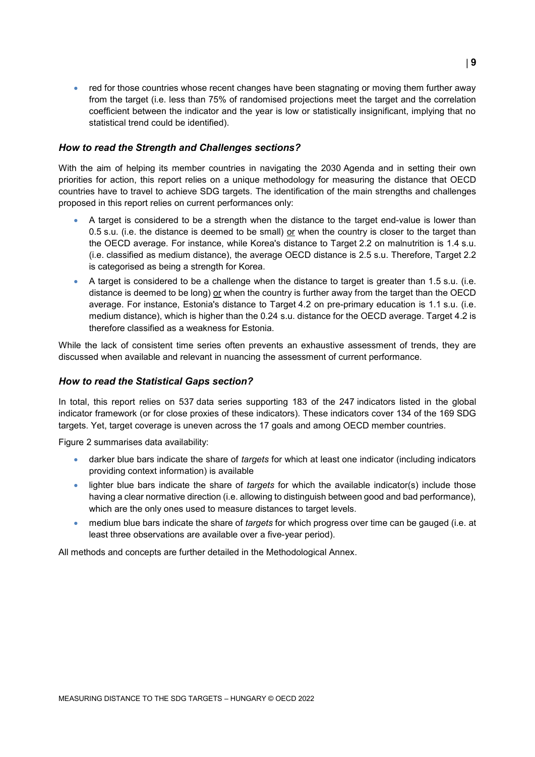- red for those countries whose recent changes have been stagnating or moving them further away from the target (i.e. less than 75% of randomised projections meet the target and the correlation coefficient between the indicator and the year is low or statistically insignificant, implying that no statistical trend could be identified).

### *How to read the Strength and Challenges sections?*

With the aim of helping its member countries in navigating the 2030 Agenda and in setting their own priorities for action, this report relies on a unique methodology for measuring the distance that OECD countries have to travel to achieve SDG targets. The identification of the main strengths and challenges proposed in this report relies on current performances only:

- A target is considered to be a strength when the distance to the target end-value is lower than 0.5 s.u. (i.e. the distance is deemed to be small) <u>or</u> when the country is closer to the target than the OECD average. For instance, while Korea's distance to Target 2.2 on malnutrition is 1.4 s.u. (i.e. classified as medium distance), the average OECD distance is 2.5 s.u. Therefore, Target 2.2 is categorised as being a strength for Korea.
- A target is considered to be a challenge when the distance to target is greater than 1.5 s.u. (i.e. distance is deemed to be long) <u>or</u> when the country is further away from the target than the OECD average. For instance, Estonia's distance to Target 4.2 on pre-primary education is 1.1 s.u. (i.e. medium distance), which is higher than the 0.24 s.u. distance for the OECD average. Target 4.2 is therefore classified as a weakness for Estonia.

While the lack of consistent time series often prevents an exhaustive assessment of trends, they are discussed when available and relevant in nuancing the assessment of current performance.

### *How to read the Statistical Gaps section?*

In total, this report relies on 537 data series supporting 183 of the 247 indicators listed in the global indicator framework (or for close proxies of these indicators). These indicators cover 134 of the 169 SDG targets. Yet, target coverage is uneven across the 17 goals and among OECD member countries.

Figure 2 summarises data availability:

- darker blue bars indicate the share of *targets* for which at least one indicator (including indicators providing context information) is available
- lighter blue bars indicate the share of *targets* for which the available indicator(s) include those having a clear normative direction (i.e. allowing to distinguish between good and bad performance), which are the only ones used to measure distances to target levels.
- medium blue bars indicate the share of *targets* for which progress over time can be gauged (i.e. at least three observations are available over a five-year period).

All methods and concepts are further detailed in the Methodological Annex.